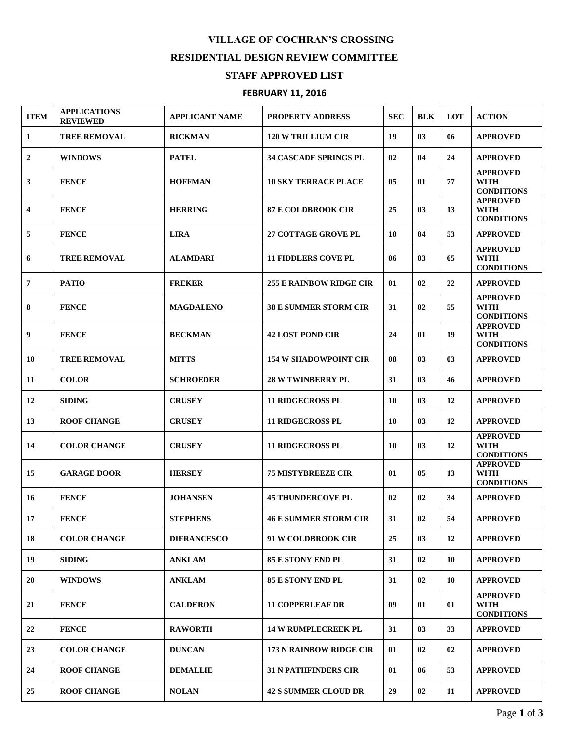# VILLAGE OF COCHRAN'S CROSSING

## RESIDENTIAL DESIGN REVIEW COMMITTEE

## STAFF APPROVED LIST

### FEBRUARY 11, 2016

| ITEM | APPLICATIONS REVIEWED | APPLICANT NAME | PROPERTY ADDRESS | SEC | BLK | LOT | ACTION |
|---|---|---|---|---|---|---|---|
| 1 | TREE REMOVAL | RICKMAN | 120 W TRILLIUM CIR | 19 | 03 | 06 | APPROVED |
| 2 | WINDOWS | PATEL | 34 CASCADE SPRINGS PL | 02 | 04 | 24 | APPROVED |
| 3 | FENCE | HOFFMAN | 10 SKY TERRACE PLACE | 05 | 01 | 77 | APPROVED WITH CONDITIONS |
| 4 | FENCE | HERRING | 87 E COLDBROOK CIR | 25 | 03 | 13 | APPROVED WITH CONDITIONS |
| 5 | FENCE | LIRA | 27 COTTAGE GROVE PL | 10 | 04 | 53 | APPROVED |
| 6 | TREE REMOVAL | ALAMDARI | 11 FIDDLERS COVE PL | 06 | 03 | 65 | APPROVED WITH CONDITIONS |
| 7 | PATIO | FREKER | 255 E RAINBOW RIDGE CIR | 01 | 02 | 22 | APPROVED |
| 8 | FENCE | MAGDALENO | 38 E SUMMER STORM CIR | 31 | 02 | 55 | APPROVED WITH CONDITIONS |
| 9 | FENCE | BECKMAN | 42 LOST POND CIR | 24 | 01 | 19 | APPROVED WITH CONDITIONS |
| 10 | TREE REMOVAL | MITTS | 154 W SHADOWPOINT CIR | 08 | 03 | 03 | APPROVED |
| 11 | COLOR | SCHROEDER | 28 W TWINBERRY PL | 31 | 03 | 46 | APPROVED |
| 12 | SIDING | CRUSEY | 11 RIDGECROSS PL | 10 | 03 | 12 | APPROVED |
| 13 | ROOF CHANGE | CRUSEY | 11 RIDGECROSS PL | 10 | 03 | 12 | APPROVED |
| 14 | COLOR CHANGE | CRUSEY | 11 RIDGECROSS PL | 10 | 03 | 12 | APPROVED WITH CONDITIONS |
| 15 | GARAGE DOOR | HERSEY | 75 MISTYBREEZE CIR | 01 | 05 | 13 | APPROVED WITH CONDITIONS |
| 16 | FENCE | JOHANSEN | 45 THUNDERCOVE PL | 02 | 02 | 34 | APPROVED |
| 17 | FENCE | STEPHENS | 46 E SUMMER STORM CIR | 31 | 02 | 54 | APPROVED |
| 18 | COLOR CHANGE | DIFRANCESCO | 91 W COLDBROOK CIR | 25 | 03 | 12 | APPROVED |
| 19 | SIDING | ANKLAM | 85 E STONY END PL | 31 | 02 | 10 | APPROVED |
| 20 | WINDOWS | ANKLAM | 85 E STONY END PL | 31 | 02 | 10 | APPROVED |
| 21 | FENCE | CALDERON | 11 COPPERLEAF DR | 09 | 01 | 01 | APPROVED WITH CONDITIONS |
| 22 | FENCE | RAWORTH | 14 W RUMPLECREEK PL | 31 | 03 | 33 | APPROVED |
| 23 | COLOR CHANGE | DUNCAN | 173 N RAINBOW RIDGE CIR | 01 | 02 | 02 | APPROVED |
| 24 | ROOF CHANGE | DEMALLIE | 31 N PATHFINDERS CIR | 01 | 06 | 53 | APPROVED |
| 25 | ROOF CHANGE | NOLAN | 42 S SUMMER CLOUD DR | 29 | 02 | 11 | APPROVED |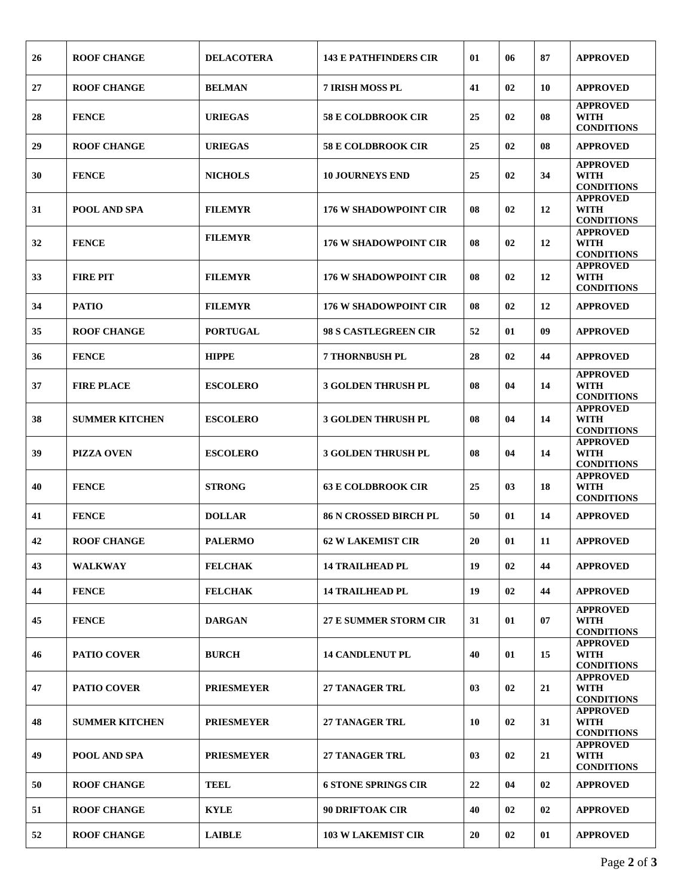| 26 | ROOF CHANGE | DELACOTERA | 143 E PATHFINDERS CIR | 01 | 06 | 87 | APPROVED |
|---|---|---|---|---|---|---|---|
| 27 | ROOF CHANGE | BELMAN | 7 IRISH MOSS PL | 41 | 02 | 10 | APPROVED |
| 28 | FENCE | URIEGAS | 58 E COLDBROOK CIR | 25 | 02 | 08 | APPROVED WITH CONDITIONS |
| 29 | ROOF CHANGE | URIEGAS | 58 E COLDBROOK CIR | 25 | 02 | 08 | APPROVED |
| 30 | FENCE | NICHOLS | 10 JOURNEYS END | 25 | 02 | 34 | APPROVED WITH CONDITIONS |
| 31 | POOL AND SPA | FILEMYR | 176 W SHADOWPOINT CIR | 08 | 02 | 12 | APPROVED WITH CONDITIONS |
| 32 | FENCE | FILEMYR | 176 W SHADOWPOINT CIR | 08 | 02 | 12 | APPROVED WITH CONDITIONS |
| 33 | FIRE PIT | FILEMYR | 176 W SHADOWPOINT CIR | 08 | 02 | 12 | APPROVED WITH CONDITIONS |
| 34 | PATIO | FILEMYR | 176 W SHADOWPOINT CIR | 08 | 02 | 12 | APPROVED |
| 35 | ROOF CHANGE | PORTUGAL | 98 S CASTLEGREEN CIR | 52 | 01 | 09 | APPROVED |
| 36 | FENCE | HIPPE | 7 THORNBUSH PL | 28 | 02 | 44 | APPROVED |
| 37 | FIRE PLACE | ESCOLERO | 3 GOLDEN THRUSH PL | 08 | 04 | 14 | APPROVED WITH CONDITIONS |
| 38 | SUMMER KITCHEN | ESCOLERO | 3 GOLDEN THRUSH PL | 08 | 04 | 14 | APPROVED WITH CONDITIONS |
| 39 | PIZZA OVEN | ESCOLERO | 3 GOLDEN THRUSH PL | 08 | 04 | 14 | APPROVED WITH CONDITIONS |
| 40 | FENCE | STRONG | 63 E COLDBROOK CIR | 25 | 03 | 18 | APPROVED WITH CONDITIONS |
| 41 | FENCE | DOLLAR | 86 N CROSSED BIRCH PL | 50 | 01 | 14 | APPROVED |
| 42 | ROOF CHANGE | PALERMO | 62 W LAKEMIST CIR | 20 | 01 | 11 | APPROVED |
| 43 | WALKWAY | FELCHAK | 14 TRAILHEAD PL | 19 | 02 | 44 | APPROVED |
| 44 | FENCE | FELCHAK | 14 TRAILHEAD PL | 19 | 02 | 44 | APPROVED |
| 45 | FENCE | DARGAN | 27 E SUMMER STORM CIR | 31 | 01 | 07 | APPROVED WITH CONDITIONS |
| 46 | PATIO COVER | BURCH | 14 CANDLENUT PL | 40 | 01 | 15 | APPROVED WITH CONDITIONS |
| 47 | PATIO COVER | PRIESMEYER | 27 TANAGER TRL | 03 | 02 | 21 | APPROVED WITH CONDITIONS |
| 48 | SUMMER KITCHEN | PRIESMEYER | 27 TANAGER TRL | 10 | 02 | 31 | APPROVED WITH CONDITIONS |
| 49 | POOL AND SPA | PRIESMEYER | 27 TANAGER TRL | 03 | 02 | 21 | APPROVED WITH CONDITIONS |
| 50 | ROOF CHANGE | TEEL | 6 STONE SPRINGS CIR | 22 | 04 | 02 | APPROVED |
| 51 | ROOF CHANGE | KYLE | 90 DRIFTOAK CIR | 40 | 02 | 02 | APPROVED |
| 52 | ROOF CHANGE | LAIBLE | 103 W LAKEMIST CIR | 20 | 02 | 01 | APPROVED |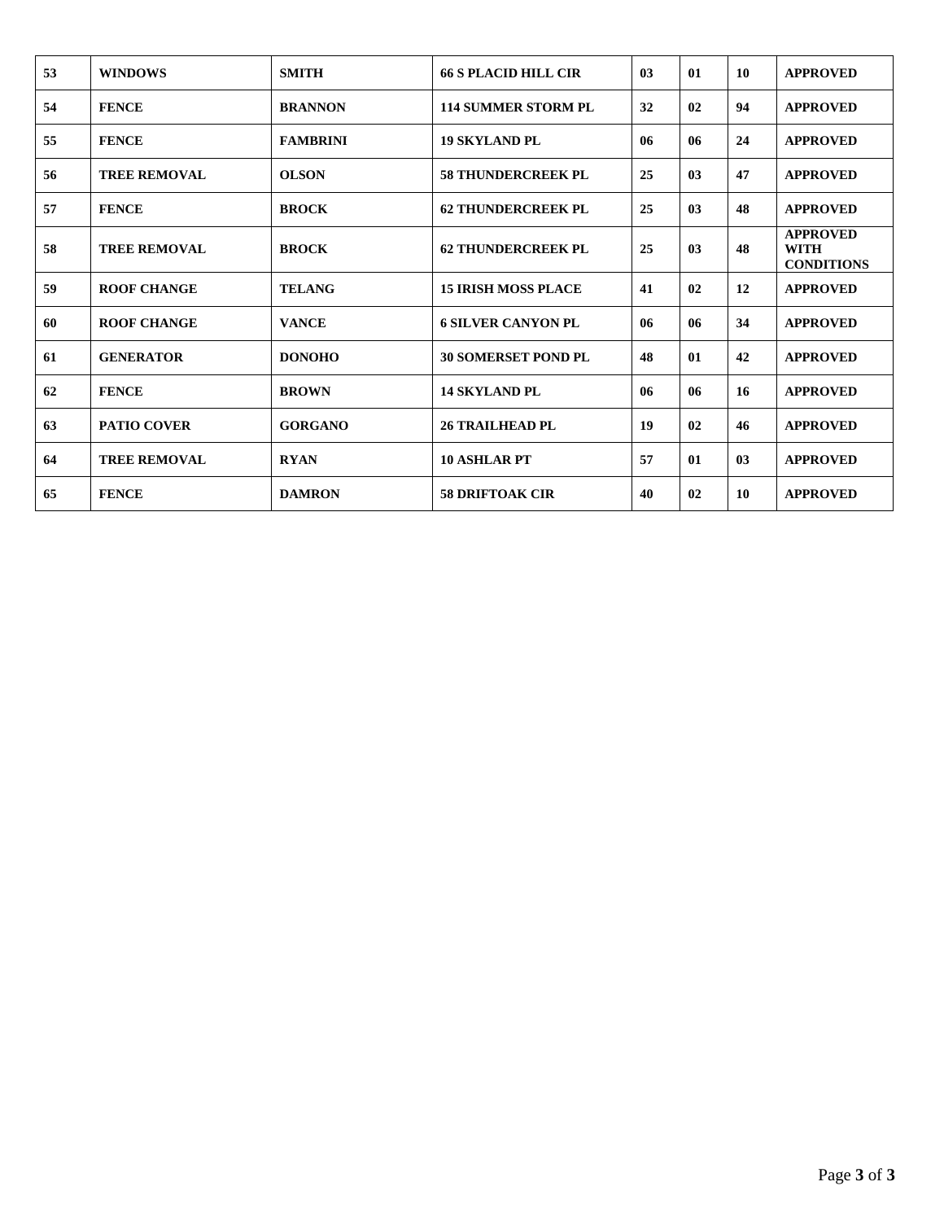| | | | | | | | |
|---|---|---|---|---|---|---|---|
| 53 | WINDOWS | SMITH | 66 S PLACID HILL CIR | 03 | 01 | 10 | APPROVED |
| 54 | FENCE | BRANNON | 114 SUMMER STORM PL | 32 | 02 | 94 | APPROVED |
| 55 | FENCE | FAMBRINI | 19 SKYLAND PL | 06 | 06 | 24 | APPROVED |
| 56 | TREE REMOVAL | OLSON | 58 THUNDERCREEK PL | 25 | 03 | 47 | APPROVED |
| 57 | FENCE | BROCK | 62 THUNDERCREEK PL | 25 | 03 | 48 | APPROVED |
| 58 | TREE REMOVAL | BROCK | 62 THUNDERCREEK PL | 25 | 03 | 48 | APPROVED WITH CONDITIONS |
| 59 | ROOF CHANGE | TELANG | 15 IRISH MOSS PLACE | 41 | 02 | 12 | APPROVED |
| 60 | ROOF CHANGE | VANCE | 6 SILVER CANYON PL | 06 | 06 | 34 | APPROVED |
| 61 | GENERATOR | DONOHO | 30 SOMERSET POND PL | 48 | 01 | 42 | APPROVED |
| 62 | FENCE | BROWN | 14 SKYLAND PL | 06 | 06 | 16 | APPROVED |
| 63 | PATIO COVER | GORGANO | 26 TRAILHEAD PL | 19 | 02 | 46 | APPROVED |
| 64 | TREE REMOVAL | RYAN | 10 ASHLAR PT | 57 | 01 | 03 | APPROVED |
| 65 | FENCE | DAMRON | 58 DRIFTOAK CIR | 40 | 02 | 10 | APPROVED |